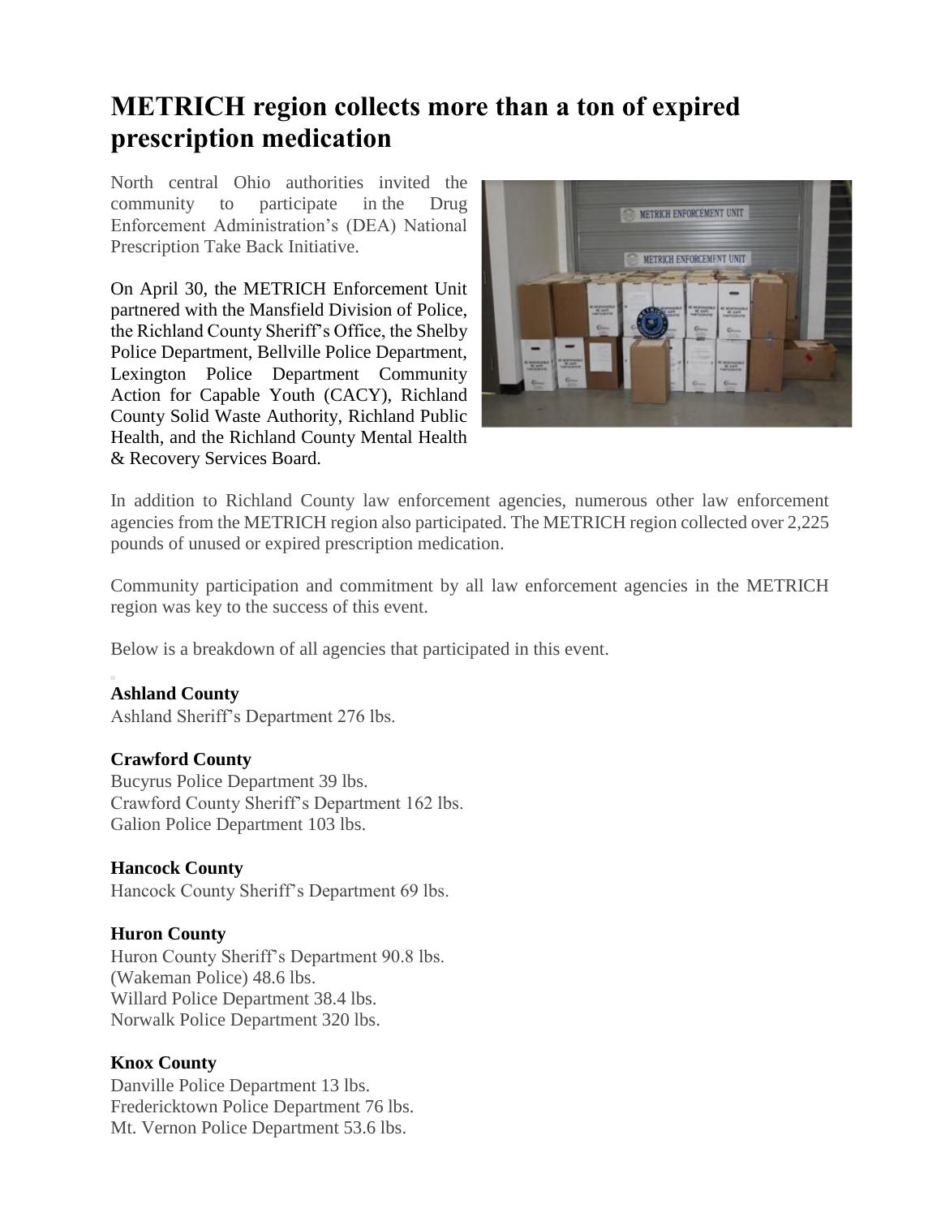# METRICH region collects more than a ton of expired prescription medication

North central Ohio authorities invited the community to participate in the Drug Enforcement Administration's (DEA) National Prescription Take Back Initiative.

On April 30, the METRICH Enforcement Unit partnered with the Mansfield Division of Police, the Richland County Sheriff's Office, the Shelby Police Department, Bellville Police Department, Lexington Police Department Community Action for Capable Youth (CACY), Richland County Solid Waste Authority, Richland Public Health, and the Richland County Mental Health & Recovery Services Board.

In addition to Richland County law enforcement agencies, numerous other law enforcement agencies from the METRICH region also participated. The METRICH region collected over 2,225 pounds of unused or expired prescription medication.

Community participation and commitment by all law enforcement agencies in the METRICH region was key to the success of this event.

Below is a breakdown of all agencies that participated in this event.

**Ashland County**
Ashland Sheriff's Department 276 lbs.

**Crawford County**
Bucyrus Police Department 39 lbs.
Crawford County Sheriff's Department 162 lbs.
Galion Police Department 103 lbs.

**Hancock County**
Hancock County Sheriff's Department 69 lbs.

**Huron County**
Huron County Sheriff's Department 90.8 lbs.
(Wakeman Police) 48.6 lbs.
Willard Police Department 38.4 lbs.
Norwalk Police Department 320 lbs.

**Knox County**
Danville Police Department 13 lbs.
Fredericktown Police Department 76 lbs.
Mt. Vernon Police Department 53.6 lbs.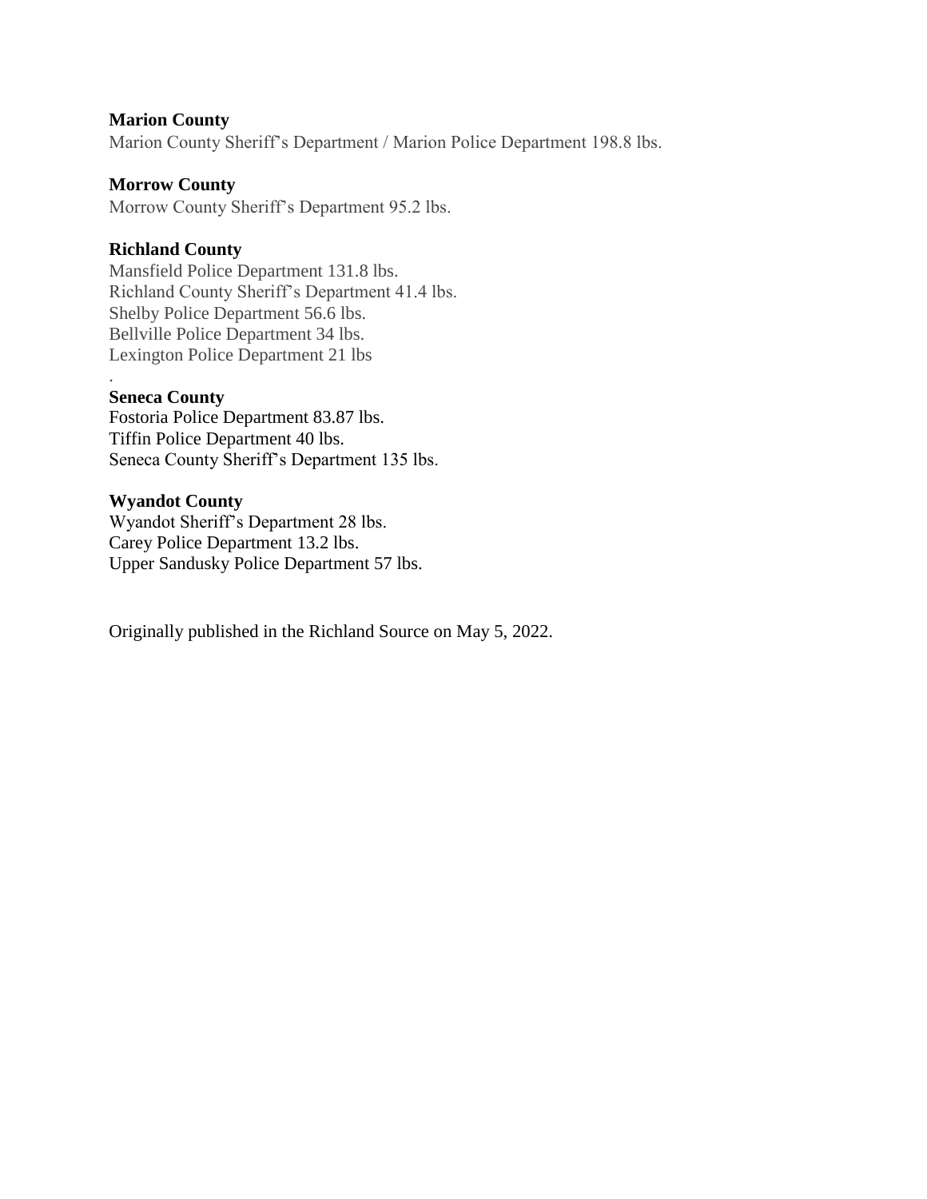**Marion County**

Marion County Sheriff's Department / Marion Police Department 198.8 lbs.

**Morrow County**

Morrow County Sheriff's Department 95.2 lbs.

**Richland County**

Mansfield Police Department 131.8 lbs.
Richland County Sheriff's Department 41.4 lbs.
Shelby Police Department 56.6 lbs.
Bellville Police Department 34 lbs.
Lexington Police Department 21 lbs
.

**Seneca County**

Fostoria Police Department 83.87 lbs.
Tiffin Police Department 40 lbs.
Seneca County Sheriff's Department 135 lbs.

**Wyandot County**

Wyandot Sheriff's Department 28 lbs.
Carey Police Department 13.2 lbs.
Upper Sandusky Police Department 57 lbs.

Originally published in the Richland Source on May 5, 2022.